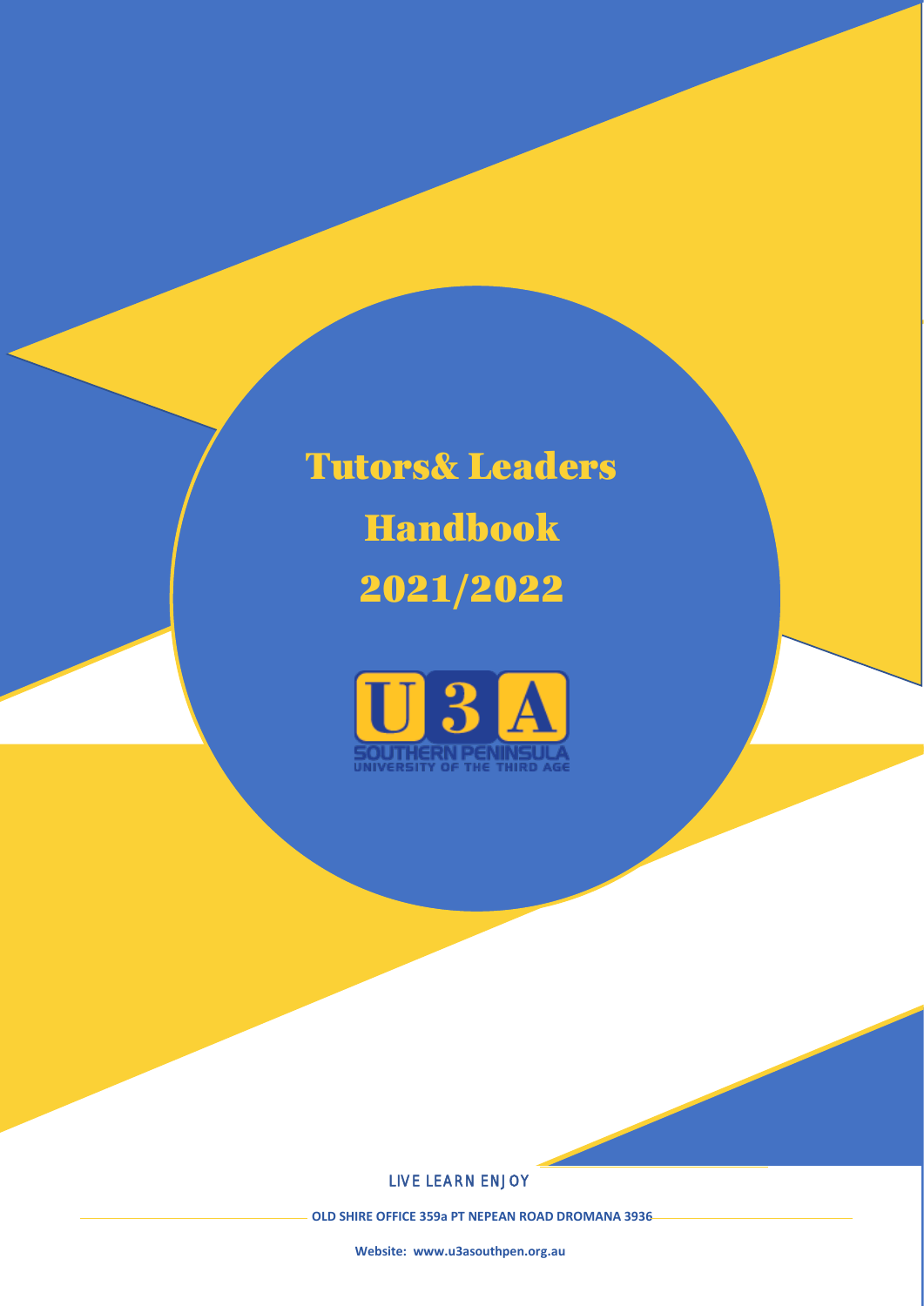# Tutors& Leaders Handbook 2021/2022

U3A
SOUTHERN PENINSULA
UNIVERSITY OF THE THIRD AGE

LIVE LEARN ENJOY

**OLD SHIRE OFFICE 359a PT NEPEAN ROAD DROMANA 3936**

**Website: www.u3asouthpen.org.au**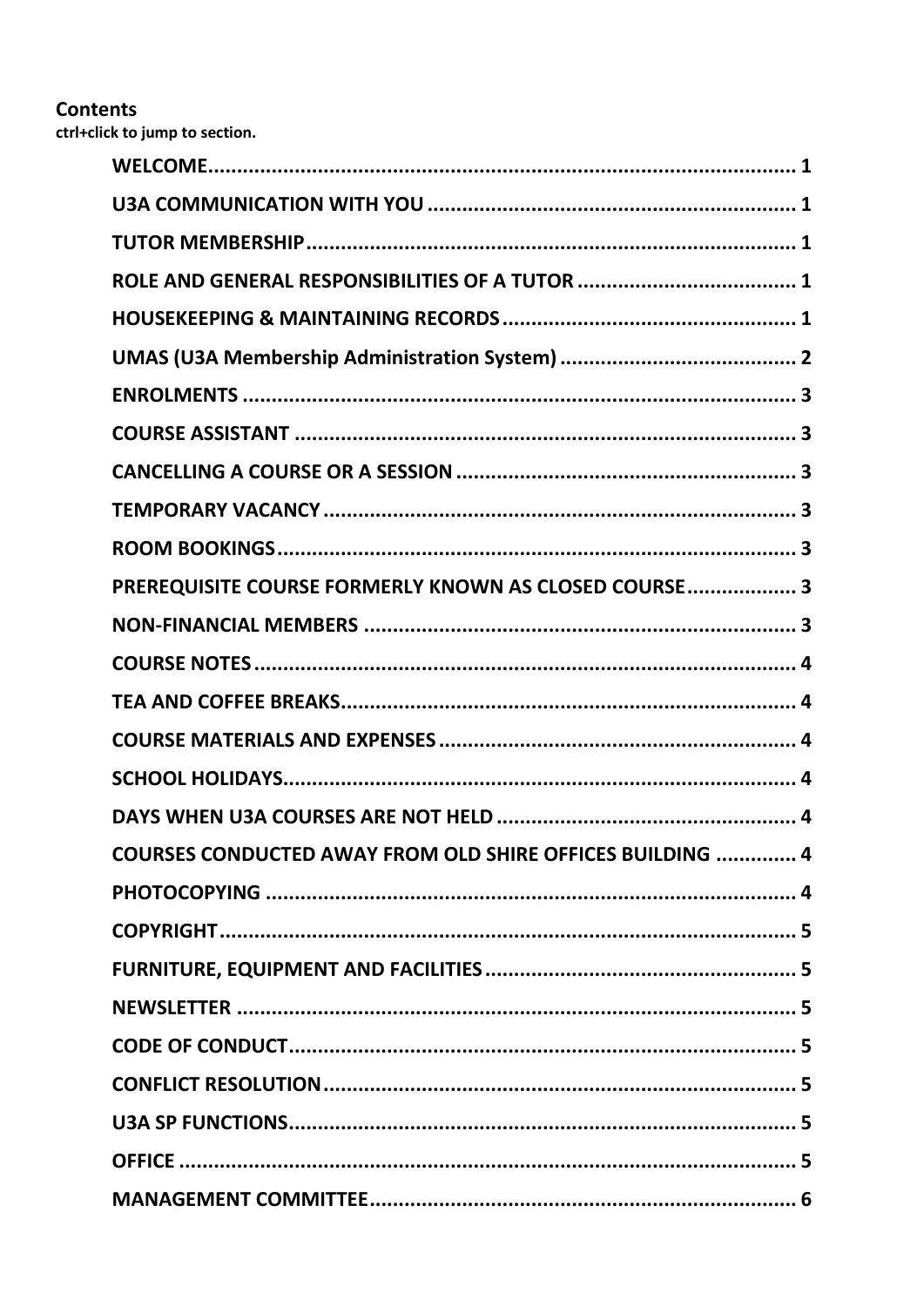## Contents

**ctrl+click to jump to section.**

- **WELCOME** ........................................................................................ 1
- **U3A COMMUNICATION WITH YOU** ................................................................ 1
- **TUTOR MEMBERSHIP** .................................................................................. 1
- **ROLE AND GENERAL RESPONSIBILITIES OF A TUTOR** ...................................... 1
- **HOUSEKEEPING & MAINTAINING RECORDS** .................................................. 1
- **UMAS (U3A Membership Administration System)** .......................................... 2
- **ENROLMENTS** ............................................................................................ 3
- **COURSE ASSISTANT** .................................................................................. 3
- **CANCELLING A COURSE OR A SESSION** ........................................................ 3
- **TEMPORARY VACANCY** ................................................................................ 3
- **ROOM BOOKINGS** ....................................................................................... 3
- **PREREQUISITE COURSE FORMERLY KNOWN AS CLOSED COURSE** .................. 3
- **NON-FINANCIAL MEMBERS** ........................................................................ 3
- **COURSE NOTES** ......................................................................................... 4
- **TEA AND COFFEE BREAKS** .......................................................................... 4
- **COURSE MATERIALS AND EXPENSES** ............................................................ 4
- **SCHOOL HOLIDAYS** ..................................................................................... 4
- **DAYS WHEN U3A COURSES ARE NOT HELD** .................................................. 4
- **COURSES CONDUCTED AWAY FROM OLD SHIRE OFFICES BUILDING** ............. 4
- **PHOTOCOPYING** ......................................................................................... 4
- **COPYRIGHT** ................................................................................................ 5
- **FURNITURE, EQUIPMENT AND FACILITIES** ..................................................... 5
- **NEWSLETTER** .............................................................................................. 5
- **CODE OF CONDUCT** .................................................................................... 5
- **CONFLICT RESOLUTION** .............................................................................. 5
- **U3A SP FUNCTIONS** ..................................................................................... 5
- **OFFICE** ....................................................................................................... 5
- **MANAGEMENT COMMITTEE** ......................................................................... 6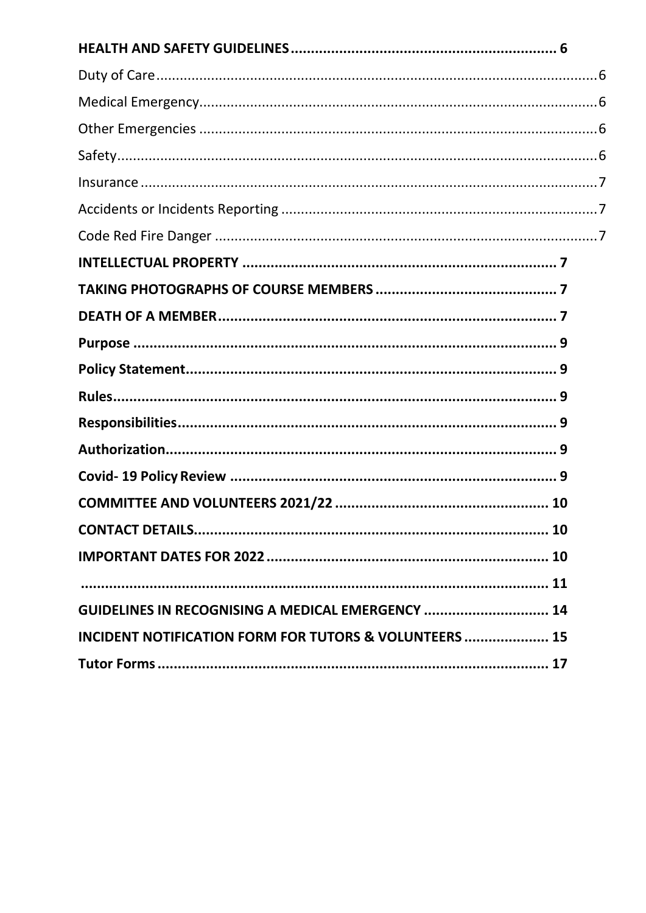**HEALTH AND SAFETY GUIDELINES** ... **6**

Duty of Care ... 6

Medical Emergency ... 6

Other Emergencies ... 6

Safety ... 6

Insurance ... 7

Accidents or Incidents Reporting ... 7

Code Red Fire Danger ... 7

**INTELLECTUAL PROPERTY** ... **7**

**TAKING PHOTOGRAPHS OF COURSE MEMBERS** ... **7**

**DEATH OF A MEMBER** ... **7**

**Purpose** ... **9**

**Policy Statement** ... **9**

**Rules** ... **9**

**Responsibilities** ... **9**

**Authorization** ... **9**

**Covid- 19 Policy Review** ... **9**

**COMMITTEE AND VOLUNTEERS 2021/22** ... **10**

**CONTACT DETAILS** ... **10**

**IMPORTANT DATES FOR 2022** ... **10**

... **11**

**GUIDELINES IN RECOGNISING A MEDICAL EMERGENCY** ... **14**

**INCIDENT NOTIFICATION FORM FOR TUTORS & VOLUNTEERS** ... **15**

**Tutor Forms** ... **17**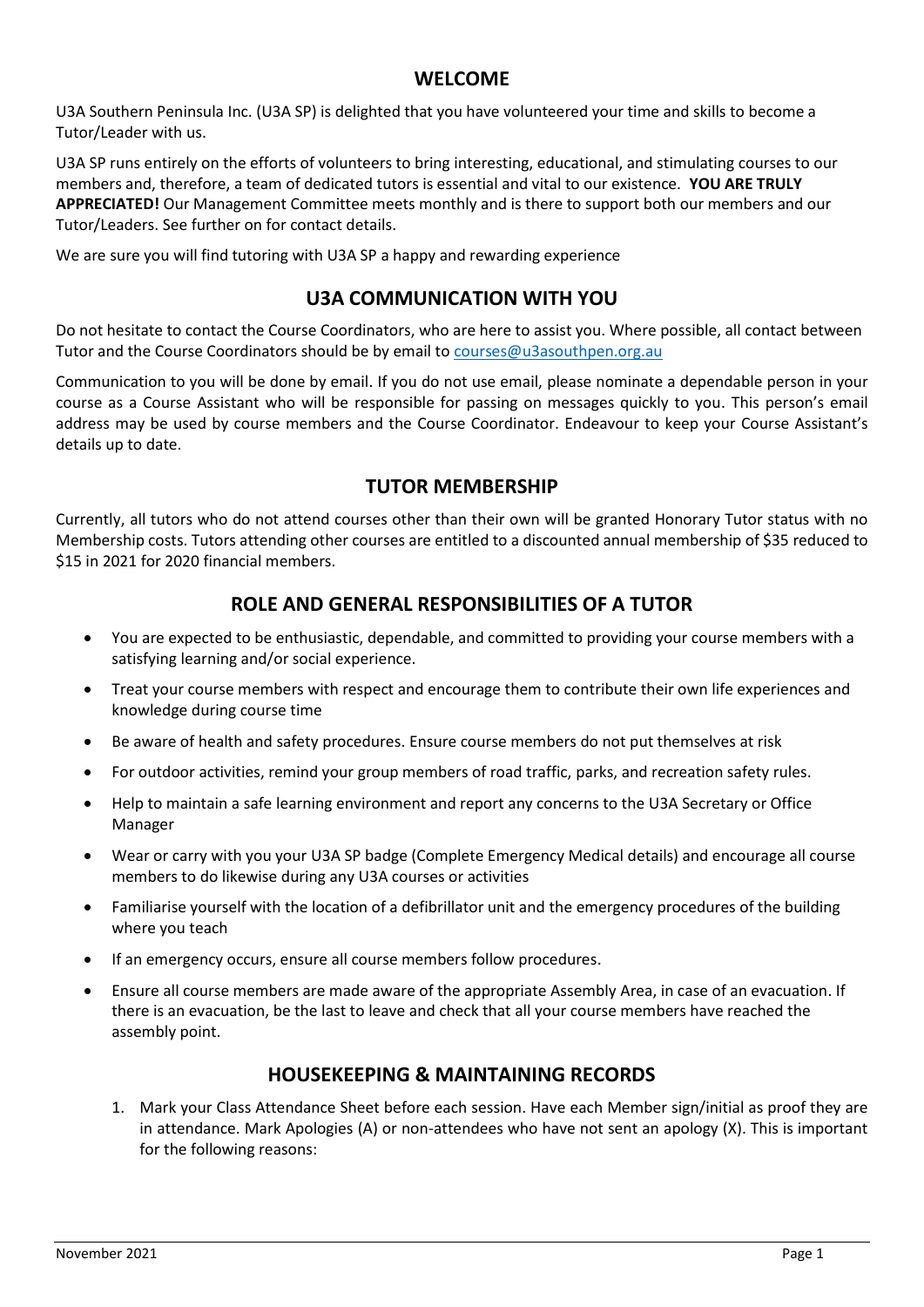## WELCOME

U3A Southern Peninsula Inc. (U3A SP) is delighted that you have volunteered your time and skills to become a Tutor/Leader with us.

U3A SP runs entirely on the efforts of volunteers to bring interesting, educational, and stimulating courses to our members and, therefore, a team of dedicated tutors is essential and vital to our existence. **YOU ARE TRULY APPRECIATED!** Our Management Committee meets monthly and is there to support both our members and our Tutor/Leaders. See further on for contact details.

We are sure you will find tutoring with U3A SP a happy and rewarding experience

## U3A COMMUNICATION WITH YOU

Do not hesitate to contact the Course Coordinators, who are here to assist you. Where possible, all contact between Tutor and the Course Coordinators should be by email to courses@u3asouthpen.org.au

Communication to you will be done by email. If you do not use email, please nominate a dependable person in your course as a Course Assistant who will be responsible for passing on messages quickly to you. This person's email address may be used by course members and the Course Coordinator. Endeavour to keep your Course Assistant's details up to date.

## TUTOR MEMBERSHIP

Currently, all tutors who do not attend courses other than their own will be granted Honorary Tutor status with no Membership costs. Tutors attending other courses are entitled to a discounted annual membership of $35 reduced to $15 in 2021 for 2020 financial members.

## ROLE AND GENERAL RESPONSIBILITIES OF A TUTOR

- You are expected to be enthusiastic, dependable, and committed to providing your course members with a satisfying learning and/or social experience.
- Treat your course members with respect and encourage them to contribute their own life experiences and knowledge during course time
- Be aware of health and safety procedures. Ensure course members do not put themselves at risk
- For outdoor activities, remind your group members of road traffic, parks, and recreation safety rules.
- Help to maintain a safe learning environment and report any concerns to the U3A Secretary or Office Manager
- Wear or carry with you your U3A SP badge (Complete Emergency Medical details) and encourage all course members to do likewise during any U3A courses or activities
- Familiarise yourself with the location of a defibrillator unit and the emergency procedures of the building where you teach
- If an emergency occurs, ensure all course members follow procedures.
- Ensure all course members are made aware of the appropriate Assembly Area, in case of an evacuation. If there is an evacuation, be the last to leave and check that all your course members have reached the assembly point.

## HOUSEKEEPING & MAINTAINING RECORDS

1. Mark your Class Attendance Sheet before each session. Have each Member sign/initial as proof they are in attendance. Mark Apologies (A) or non-attendees who have not sent an apology (X). This is important for the following reasons: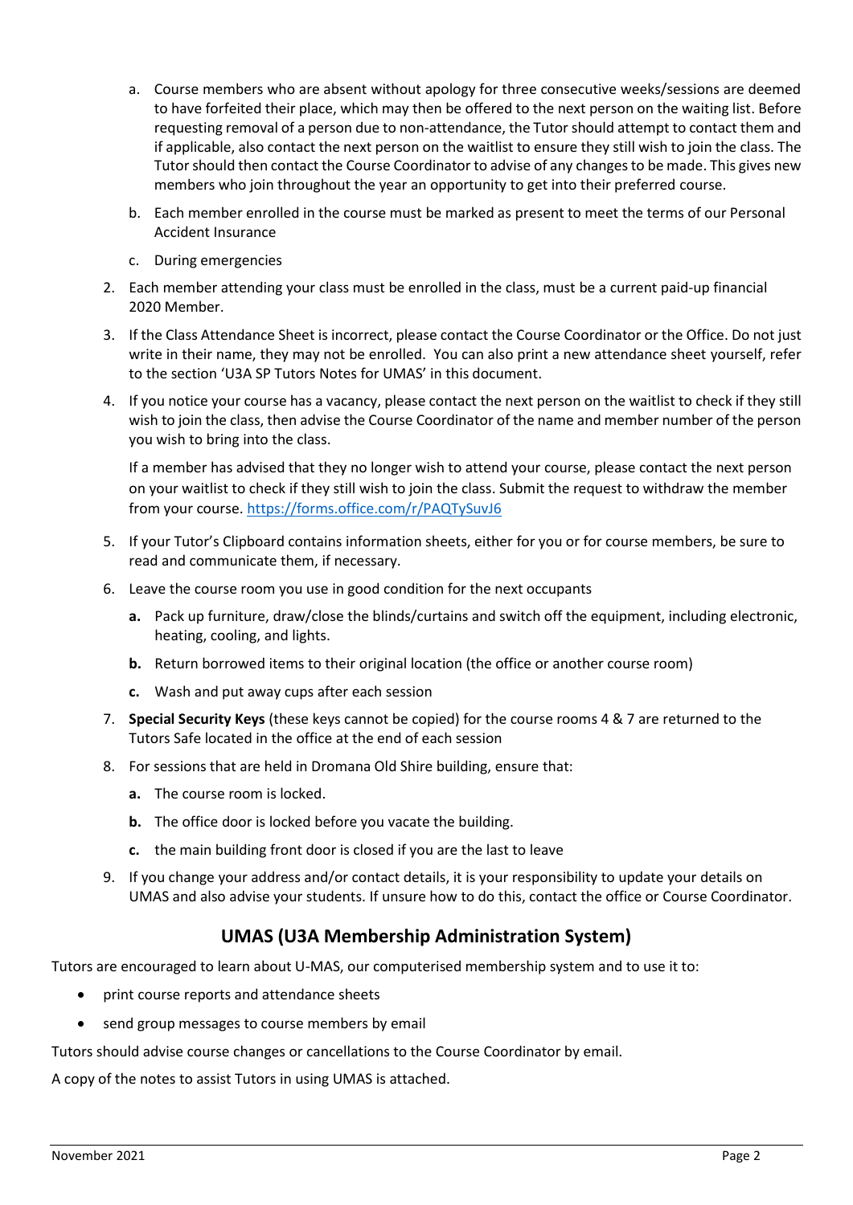a. Course members who are absent without apology for three consecutive weeks/sessions are deemed to have forfeited their place, which may then be offered to the next person on the waiting list. Before requesting removal of a person due to non-attendance, the Tutor should attempt to contact them and if applicable, also contact the next person on the waitlist to ensure they still wish to join the class. The Tutor should then contact the Course Coordinator to advise of any changes to be made. This gives new members who join throughout the year an opportunity to get into their preferred course.

   b. Each member enrolled in the course must be marked as present to meet the terms of our Personal Accident Insurance

   c. During emergencies

2. Each member attending your class must be enrolled in the class, must be a current paid-up financial 2020 Member.

3. If the Class Attendance Sheet is incorrect, please contact the Course Coordinator or the Office. Do not just write in their name, they may not be enrolled. You can also print a new attendance sheet yourself, refer to the section 'U3A SP Tutors Notes for UMAS' in this document.

4. If you notice your course has a vacancy, please contact the next person on the waitlist to check if they still wish to join the class, then advise the Course Coordinator of the name and member number of the person you wish to bring into the class.

   If a member has advised that they no longer wish to attend your course, please contact the next person on your waitlist to check if they still wish to join the class. Submit the request to withdraw the member from your course. https://forms.office.com/r/PAQTySuvJ6

5. If your Tutor's Clipboard contains information sheets, either for you or for course members, be sure to read and communicate them, if necessary.

6. Leave the course room you use in good condition for the next occupants

   **a.** Pack up furniture, draw/close the blinds/curtains and switch off the equipment, including electronic, heating, cooling, and lights.

   **b.** Return borrowed items to their original location (the office or another course room)

   **c.** Wash and put away cups after each session

7. **Special Security Keys** (these keys cannot be copied) for the course rooms 4 & 7 are returned to the Tutors Safe located in the office at the end of each session

8. For sessions that are held in Dromana Old Shire building, ensure that:

   **a.** The course room is locked.

   **b.** The office door is locked before you vacate the building.

   **c.** the main building front door is closed if you are the last to leave

9. If you change your address and/or contact details, it is your responsibility to update your details on UMAS and also advise your students. If unsure how to do this, contact the office or Course Coordinator.

## UMAS (U3A Membership Administration System)

Tutors are encouraged to learn about U-MAS, our computerised membership system and to use it to:

- print course reports and attendance sheets
- send group messages to course members by email

Tutors should advise course changes or cancellations to the Course Coordinator by email.

A copy of the notes to assist Tutors in using UMAS is attached.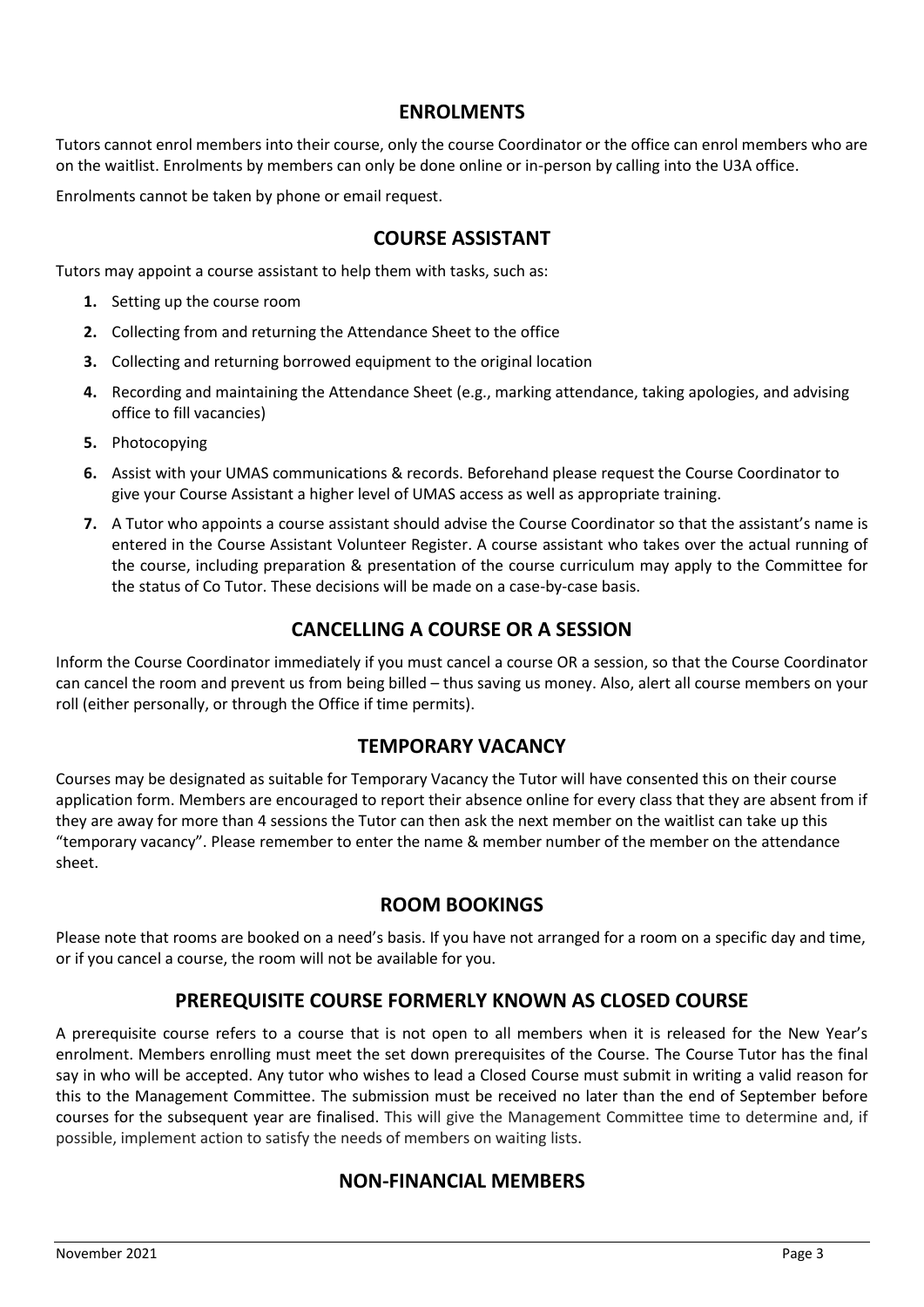## ENROLMENTS

Tutors cannot enrol members into their course, only the course Coordinator or the office can enrol members who are on the waitlist. Enrolments by members can only be done online or in-person by calling into the U3A office.

Enrolments cannot be taken by phone or email request.

## COURSE ASSISTANT

Tutors may appoint a course assistant to help them with tasks, such as:

1. Setting up the course room
2. Collecting from and returning the Attendance Sheet to the office
3. Collecting and returning borrowed equipment to the original location
4. Recording and maintaining the Attendance Sheet (e.g., marking attendance, taking apologies, and advising office to fill vacancies)
5. Photocopying
6. Assist with your UMAS communications & records. Beforehand please request the Course Coordinator to give your Course Assistant a higher level of UMAS access as well as appropriate training.
7. A Tutor who appoints a course assistant should advise the Course Coordinator so that the assistant's name is entered in the Course Assistant Volunteer Register. A course assistant who takes over the actual running of the course, including preparation & presentation of the course curriculum may apply to the Committee for the status of Co Tutor. These decisions will be made on a case-by-case basis.

## CANCELLING A COURSE OR A SESSION

Inform the Course Coordinator immediately if you must cancel a course OR a session, so that the Course Coordinator can cancel the room and prevent us from being billed – thus saving us money. Also, alert all course members on your roll (either personally, or through the Office if time permits).

## TEMPORARY VACANCY

Courses may be designated as suitable for Temporary Vacancy the Tutor will have consented this on their course application form. Members are encouraged to report their absence online for every class that they are absent from if they are away for more than 4 sessions the Tutor can then ask the next member on the waitlist can take up this "temporary vacancy". Please remember to enter the name & member number of the member on the attendance sheet.

## ROOM BOOKINGS

Please note that rooms are booked on a need's basis. If you have not arranged for a room on a specific day and time, or if you cancel a course, the room will not be available for you.

## PREREQUISITE COURSE FORMERLY KNOWN AS CLOSED COURSE

A prerequisite course refers to a course that is not open to all members when it is released for the New Year's enrolment. Members enrolling must meet the set down prerequisites of the Course. The Course Tutor has the final say in who will be accepted. Any tutor who wishes to lead a Closed Course must submit in writing a valid reason for this to the Management Committee. The submission must be received no later than the end of September before courses for the subsequent year are finalised. This will give the Management Committee time to determine and, if possible, implement action to satisfy the needs of members on waiting lists.

## NON-FINANCIAL MEMBERS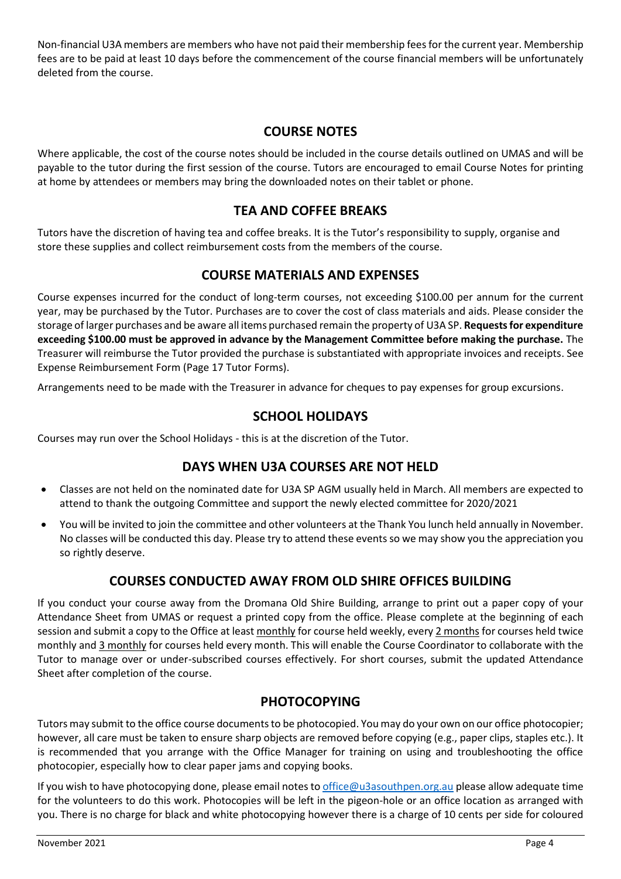Non-financial U3A members are members who have not paid their membership fees for the current year. Membership fees are to be paid at least 10 days before the commencement of the course financial members will be unfortunately deleted from the course.

## COURSE NOTES

Where applicable, the cost of the course notes should be included in the course details outlined on UMAS and will be payable to the tutor during the first session of the course. Tutors are encouraged to email Course Notes for printing at home by attendees or members may bring the downloaded notes on their tablet or phone.

## TEA AND COFFEE BREAKS

Tutors have the discretion of having tea and coffee breaks. It is the Tutor's responsibility to supply, organise and store these supplies and collect reimbursement costs from the members of the course.

## COURSE MATERIALS AND EXPENSES

Course expenses incurred for the conduct of long-term courses, not exceeding $100.00 per annum for the current year, may be purchased by the Tutor. Purchases are to cover the cost of class materials and aids. Please consider the storage of larger purchases and be aware all items purchased remain the property of U3A SP. **Requests for expenditure exceeding $100.00 must be approved in advance by the Management Committee before making the purchase.** The Treasurer will reimburse the Tutor provided the purchase is substantiated with appropriate invoices and receipts. See Expense Reimbursement Form (Page 17 Tutor Forms).

Arrangements need to be made with the Treasurer in advance for cheques to pay expenses for group excursions.

## SCHOOL HOLIDAYS

Courses may run over the School Holidays - this is at the discretion of the Tutor.

## DAYS WHEN U3A COURSES ARE NOT HELD

- Classes are not held on the nominated date for U3A SP AGM usually held in March. All members are expected to attend to thank the outgoing Committee and support the newly elected committee for 2020/2021
- You will be invited to join the committee and other volunteers at the Thank You lunch held annually in November. No classes will be conducted this day. Please try to attend these events so we may show you the appreciation you so rightly deserve.

## COURSES CONDUCTED AWAY FROM OLD SHIRE OFFICES BUILDING

If you conduct your course away from the Dromana Old Shire Building, arrange to print out a paper copy of your Attendance Sheet from UMAS or request a printed copy from the office. Please complete at the beginning of each session and submit a copy to the Office at least monthly for course held weekly, every 2 months for courses held twice monthly and 3 monthly for courses held every month. This will enable the Course Coordinator to collaborate with the Tutor to manage over or under-subscribed courses effectively. For short courses, submit the updated Attendance Sheet after completion of the course.

## PHOTOCOPYING

Tutors may submit to the office course documents to be photocopied. You may do your own on our office photocopier; however, all care must be taken to ensure sharp objects are removed before copying (e.g., paper clips, staples etc.). It is recommended that you arrange with the Office Manager for training on using and troubleshooting the office photocopier, especially how to clear paper jams and copying books.

If you wish to have photocopying done, please email notes to office@u3asouthpen.org.au please allow adequate time for the volunteers to do this work. Photocopies will be left in the pigeon-hole or an office location as arranged with you. There is no charge for black and white photocopying however there is a charge of 10 cents per side for coloured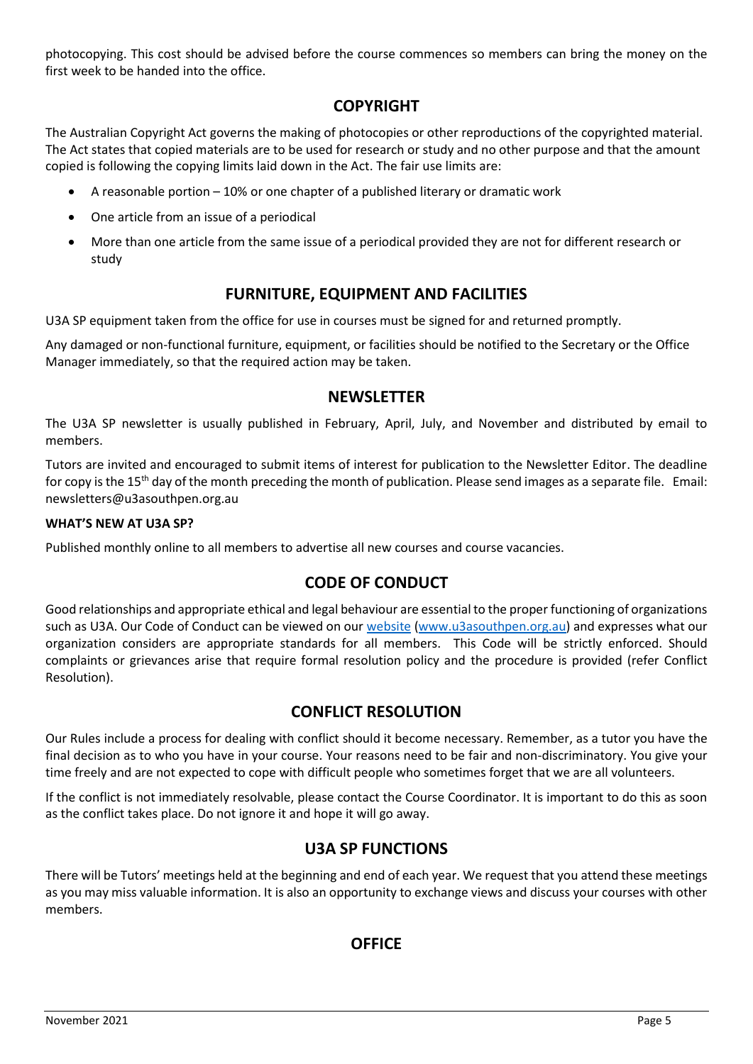photocopying. This cost should be advised before the course commences so members can bring the money on the first week to be handed into the office.

## COPYRIGHT

The Australian Copyright Act governs the making of photocopies or other reproductions of the copyrighted material. The Act states that copied materials are to be used for research or study and no other purpose and that the amount copied is following the copying limits laid down in the Act. The fair use limits are:

- A reasonable portion – 10% or one chapter of a published literary or dramatic work
- One article from an issue of a periodical
- More than one article from the same issue of a periodical provided they are not for different research or study

## FURNITURE, EQUIPMENT AND FACILITIES

U3A SP equipment taken from the office for use in courses must be signed for and returned promptly.

Any damaged or non-functional furniture, equipment, or facilities should be notified to the Secretary or the Office Manager immediately, so that the required action may be taken.

## NEWSLETTER

The U3A SP newsletter is usually published in February, April, July, and November and distributed by email to members.

Tutors are invited and encouraged to submit items of interest for publication to the Newsletter Editor. The deadline for copy is the 15th day of the month preceding the month of publication. Please send images as a separate file. Email: newsletters@u3asouthpen.org.au

**WHAT'S NEW AT U3A SP?**

Published monthly online to all members to advertise all new courses and course vacancies.

## CODE OF CONDUCT

Good relationships and appropriate ethical and legal behaviour are essential to the proper functioning of organizations such as U3A. Our Code of Conduct can be viewed on our website (www.u3asouthpen.org.au) and expresses what our organization considers are appropriate standards for all members. This Code will be strictly enforced. Should complaints or grievances arise that require formal resolution policy and the procedure is provided (refer Conflict Resolution).

## CONFLICT RESOLUTION

Our Rules include a process for dealing with conflict should it become necessary. Remember, as a tutor you have the final decision as to who you have in your course. Your reasons need to be fair and non-discriminatory. You give your time freely and are not expected to cope with difficult people who sometimes forget that we are all volunteers.

If the conflict is not immediately resolvable, please contact the Course Coordinator. It is important to do this as soon as the conflict takes place. Do not ignore it and hope it will go away.

## U3A SP FUNCTIONS

There will be Tutors' meetings held at the beginning and end of each year. We request that you attend these meetings as you may miss valuable information. It is also an opportunity to exchange views and discuss your courses with other members.

## OFFICE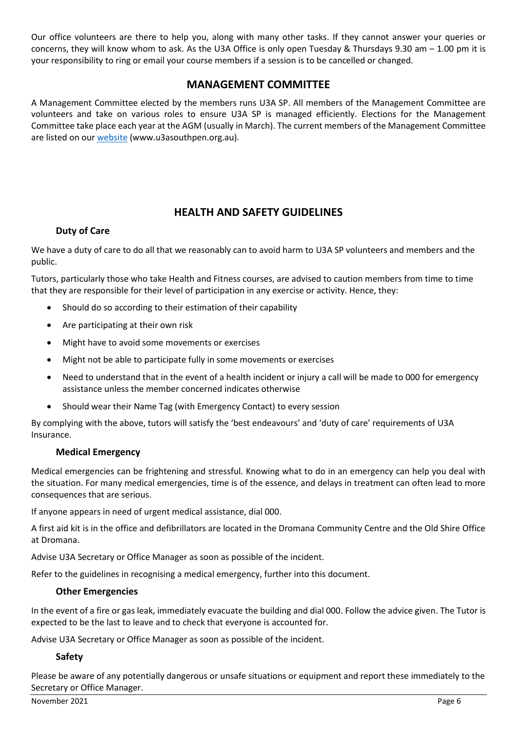Our office volunteers are there to help you, along with many other tasks. If they cannot answer your queries or concerns, they will know whom to ask. As the U3A Office is only open Tuesday & Thursdays 9.30 am – 1.00 pm it is your responsibility to ring or email your course members if a session is to be cancelled or changed.

## MANAGEMENT COMMITTEE

A Management Committee elected by the members runs U3A SP. All members of the Management Committee are volunteers and take on various roles to ensure U3A SP is managed efficiently. Elections for the Management Committee take place each year at the AGM (usually in March). The current members of the Management Committee are listed on our website (www.u3asouthpen.org.au).

## HEALTH AND SAFETY GUIDELINES

### Duty of Care

We have a duty of care to do all that we reasonably can to avoid harm to U3A SP volunteers and members and the public.

Tutors, particularly those who take Health and Fitness courses, are advised to caution members from time to time that they are responsible for their level of participation in any exercise or activity. Hence, they:

- Should do so according to their estimation of their capability
- Are participating at their own risk
- Might have to avoid some movements or exercises
- Might not be able to participate fully in some movements or exercises
- Need to understand that in the event of a health incident or injury a call will be made to 000 for emergency assistance unless the member concerned indicates otherwise
- Should wear their Name Tag (with Emergency Contact) to every session

By complying with the above, tutors will satisfy the 'best endeavours' and 'duty of care' requirements of U3A Insurance.

### Medical Emergency

Medical emergencies can be frightening and stressful. Knowing what to do in an emergency can help you deal with the situation. For many medical emergencies, time is of the essence, and delays in treatment can often lead to more consequences that are serious.

If anyone appears in need of urgent medical assistance, dial 000.

A first aid kit is in the office and defibrillators are located in the Dromana Community Centre and the Old Shire Office at Dromana.

Advise U3A Secretary or Office Manager as soon as possible of the incident.

Refer to the guidelines in recognising a medical emergency, further into this document.

### Other Emergencies

In the event of a fire or gas leak, immediately evacuate the building and dial 000. Follow the advice given. The Tutor is expected to be the last to leave and to check that everyone is accounted for.

Advise U3A Secretary or Office Manager as soon as possible of the incident.

### Safety

Please be aware of any potentially dangerous or unsafe situations or equipment and report these immediately to the Secretary or Office Manager.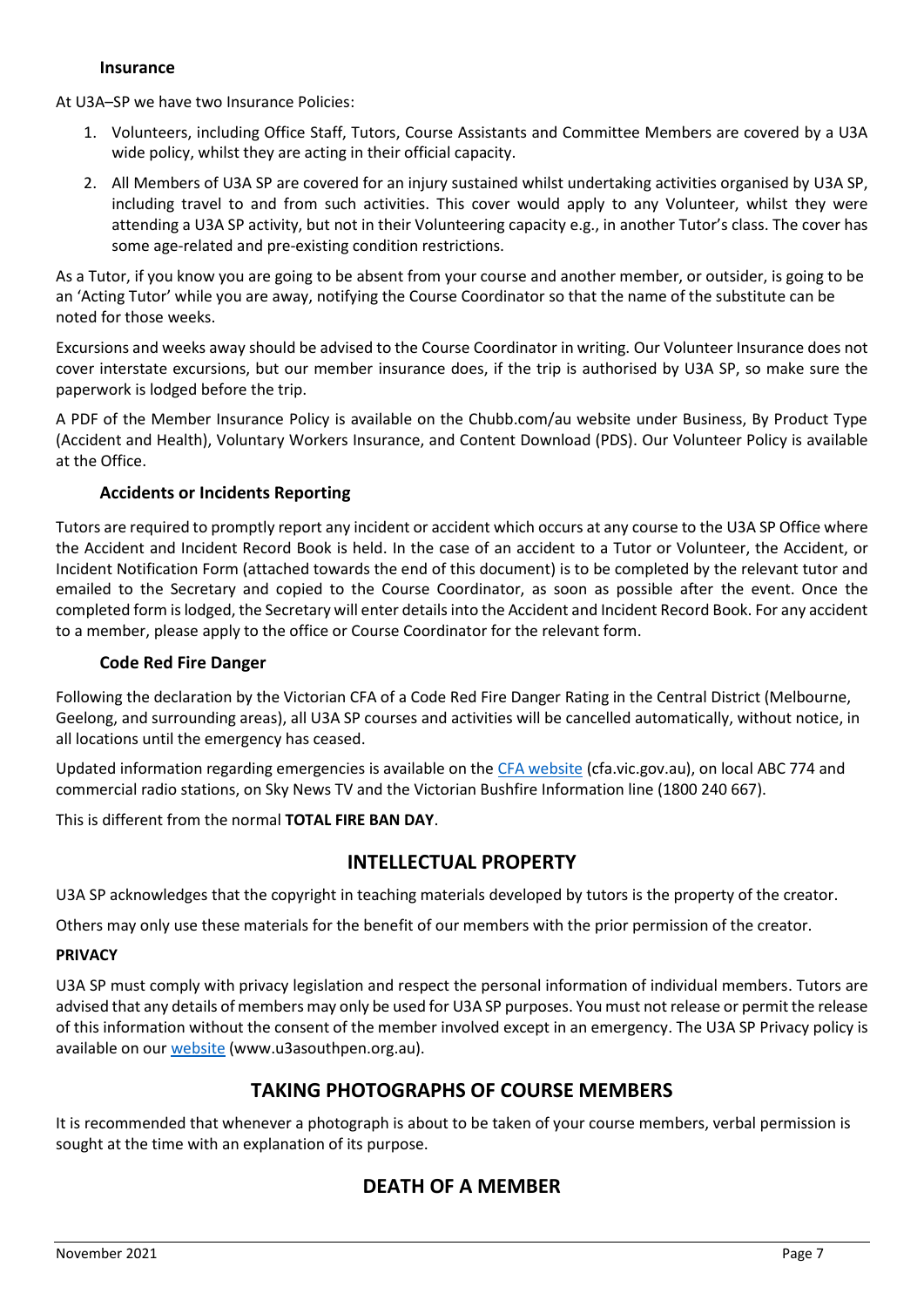### Insurance

At U3A–SP we have two Insurance Policies:

1. Volunteers, including Office Staff, Tutors, Course Assistants and Committee Members are covered by a U3A wide policy, whilst they are acting in their official capacity.
2. All Members of U3A SP are covered for an injury sustained whilst undertaking activities organised by U3A SP, including travel to and from such activities. This cover would apply to any Volunteer, whilst they were attending a U3A SP activity, but not in their Volunteering capacity e.g., in another Tutor's class. The cover has some age-related and pre-existing condition restrictions.

As a Tutor, if you know you are going to be absent from your course and another member, or outsider, is going to be an 'Acting Tutor' while you are away, notifying the Course Coordinator so that the name of the substitute can be noted for those weeks.

Excursions and weeks away should be advised to the Course Coordinator in writing. Our Volunteer Insurance does not cover interstate excursions, but our member insurance does, if the trip is authorised by U3A SP, so make sure the paperwork is lodged before the trip.

A PDF of the Member Insurance Policy is available on the Chubb.com/au website under Business, By Product Type (Accident and Health), Voluntary Workers Insurance, and Content Download (PDS). Our Volunteer Policy is available at the Office.

### Accidents or Incidents Reporting

Tutors are required to promptly report any incident or accident which occurs at any course to the U3A SP Office where the Accident and Incident Record Book is held. In the case of an accident to a Tutor or Volunteer, the Accident, or Incident Notification Form (attached towards the end of this document) is to be completed by the relevant tutor and emailed to the Secretary and copied to the Course Coordinator, as soon as possible after the event. Once the completed form is lodged, the Secretary will enter details into the Accident and Incident Record Book. For any accident to a member, please apply to the office or Course Coordinator for the relevant form.

### Code Red Fire Danger

Following the declaration by the Victorian CFA of a Code Red Fire Danger Rating in the Central District (Melbourne, Geelong, and surrounding areas), all U3A SP courses and activities will be cancelled automatically, without notice, in all locations until the emergency has ceased.

Updated information regarding emergencies is available on the CFA website (cfa.vic.gov.au), on local ABC 774 and commercial radio stations, on Sky News TV and the Victorian Bushfire Information line (1800 240 667).

This is different from the normal **TOTAL FIRE BAN DAY**.

## INTELLECTUAL PROPERTY

U3A SP acknowledges that the copyright in teaching materials developed by tutors is the property of the creator.

Others may only use these materials for the benefit of our members with the prior permission of the creator.

**PRIVACY**

U3A SP must comply with privacy legislation and respect the personal information of individual members. Tutors are advised that any details of members may only be used for U3A SP purposes. You must not release or permit the release of this information without the consent of the member involved except in an emergency. The U3A SP Privacy policy is available on our website (www.u3asouthpen.org.au).

## TAKING PHOTOGRAPHS OF COURSE MEMBERS

It is recommended that whenever a photograph is about to be taken of your course members, verbal permission is sought at the time with an explanation of its purpose.

## DEATH OF A MEMBER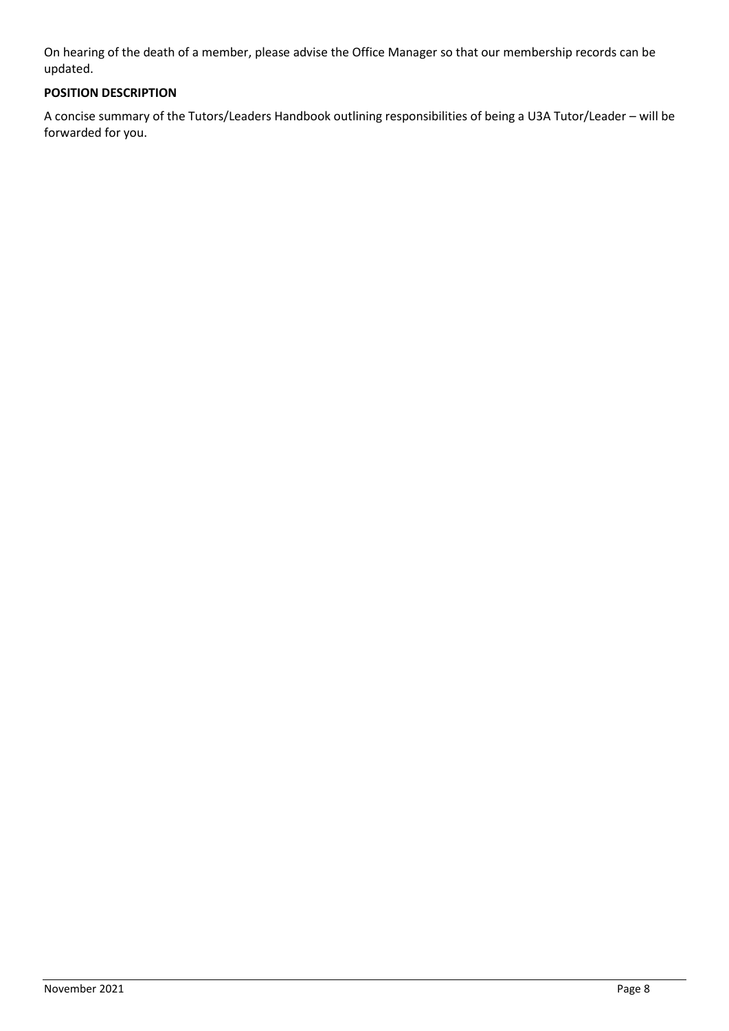On hearing of the death of a member, please advise the Office Manager so that our membership records can be updated.

**POSITION DESCRIPTION**

A concise summary of the Tutors/Leaders Handbook outlining responsibilities of being a U3A Tutor/Leader – will be forwarded for you.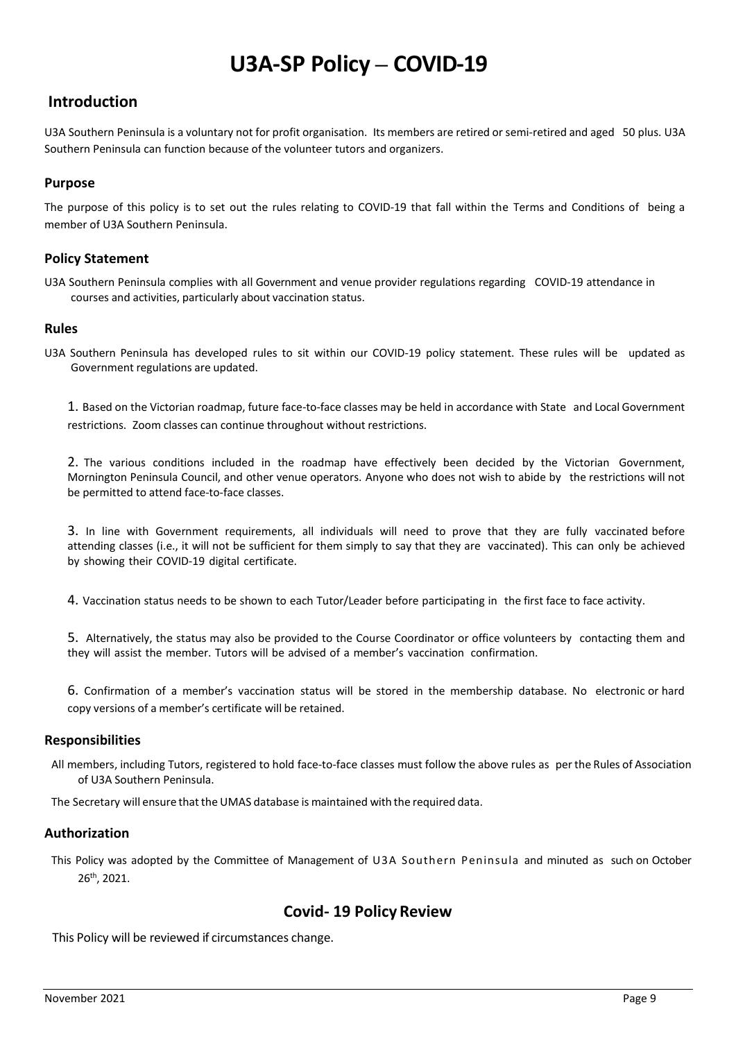# U3A-SP Policy – COVID-19

## Introduction

U3A Southern Peninsula is a voluntary not for profit organisation. Its members are retired or semi-retired and aged 50 plus. U3A Southern Peninsula can function because of the volunteer tutors and organizers.

### Purpose

The purpose of this policy is to set out the rules relating to COVID-19 that fall within the Terms and Conditions of being a member of U3A Southern Peninsula.

### Policy Statement

U3A Southern Peninsula complies with all Government and venue provider regulations regarding COVID-19 attendance in courses and activities, particularly about vaccination status.

### Rules

U3A Southern Peninsula has developed rules to sit within our COVID-19 policy statement. These rules will be updated as Government regulations are updated.

1. Based on the Victorian roadmap, future face-to-face classes may be held in accordance with State and Local Government restrictions. Zoom classes can continue throughout without restrictions.

2. The various conditions included in the roadmap have effectively been decided by the Victorian Government, Mornington Peninsula Council, and other venue operators. Anyone who does not wish to abide by the restrictions will not be permitted to attend face-to-face classes.

3. In line with Government requirements, all individuals will need to prove that they are fully vaccinated before attending classes (i.e., it will not be sufficient for them simply to say that they are vaccinated). This can only be achieved by showing their COVID-19 digital certificate.

4. Vaccination status needs to be shown to each Tutor/Leader before participating in the first face to face activity.

5. Alternatively, the status may also be provided to the Course Coordinator or office volunteers by contacting them and they will assist the member. Tutors will be advised of a member's vaccination confirmation.

6. Confirmation of a member's vaccination status will be stored in the membership database. No electronic or hard copy versions of a member's certificate will be retained.

### Responsibilities

All members, including Tutors, registered to hold face-to-face classes must follow the above rules as per the Rules of Association of U3A Southern Peninsula.

The Secretary will ensure that the UMAS database is maintained with the required data.

### Authorization

This Policy was adopted by the Committee of Management of U3A Southern Peninsula and minuted as such on October 26th, 2021.

## Covid- 19 Policy Review

This Policy will be reviewed if circumstances change.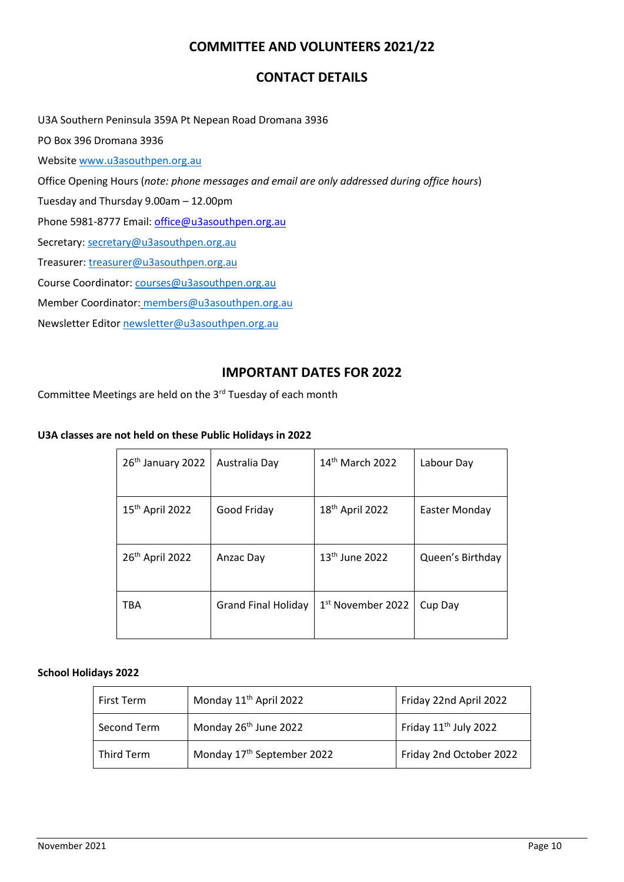# COMMITTEE AND VOLUNTEERS 2021/22

## CONTACT DETAILS

U3A Southern Peninsula 359A Pt Nepean Road Dromana 3936

PO Box 396 Dromana 3936

Website www.u3asouthpen.org.au

Office Opening Hours (*note: phone messages and email are only addressed during office hours*)

Tuesday and Thursday 9.00am – 12.00pm

Phone 5981-8777 Email: office@u3asouthpen.org.au

Secretary: secretary@u3asouthpen.org.au

Treasurer: treasurer@u3asouthpen.org.au

Course Coordinator: courses@u3asouthpen.org.au

Member Coordinator: members@u3asouthpen.org.au

Newsletter Editor newsletter@u3asouthpen.org.au

## IMPORTANT DATES FOR 2022

Committee Meetings are held on the 3rd Tuesday of each month

**U3A classes are not held on these Public Holidays in 2022**

| | | | |
|---|---|---|---|
| 26th January 2022 | Australia Day | 14th March 2022 | Labour Day |
| 15th April 2022 | Good Friday | 18th April 2022 | Easter Monday |
| 26th April 2022 | Anzac Day | 13th June 2022 | Queen's Birthday |
| TBA | Grand Final Holiday | 1st November 2022 | Cup Day |

**School Holidays 2022**

| | | |
|---|---|---|
| First Term | Monday 11th April 2022 | Friday 22nd April 2022 |
| Second Term | Monday 26th June 2022 | Friday 11th July 2022 |
| Third Term | Monday 17th September 2022 | Friday 2nd October 2022 |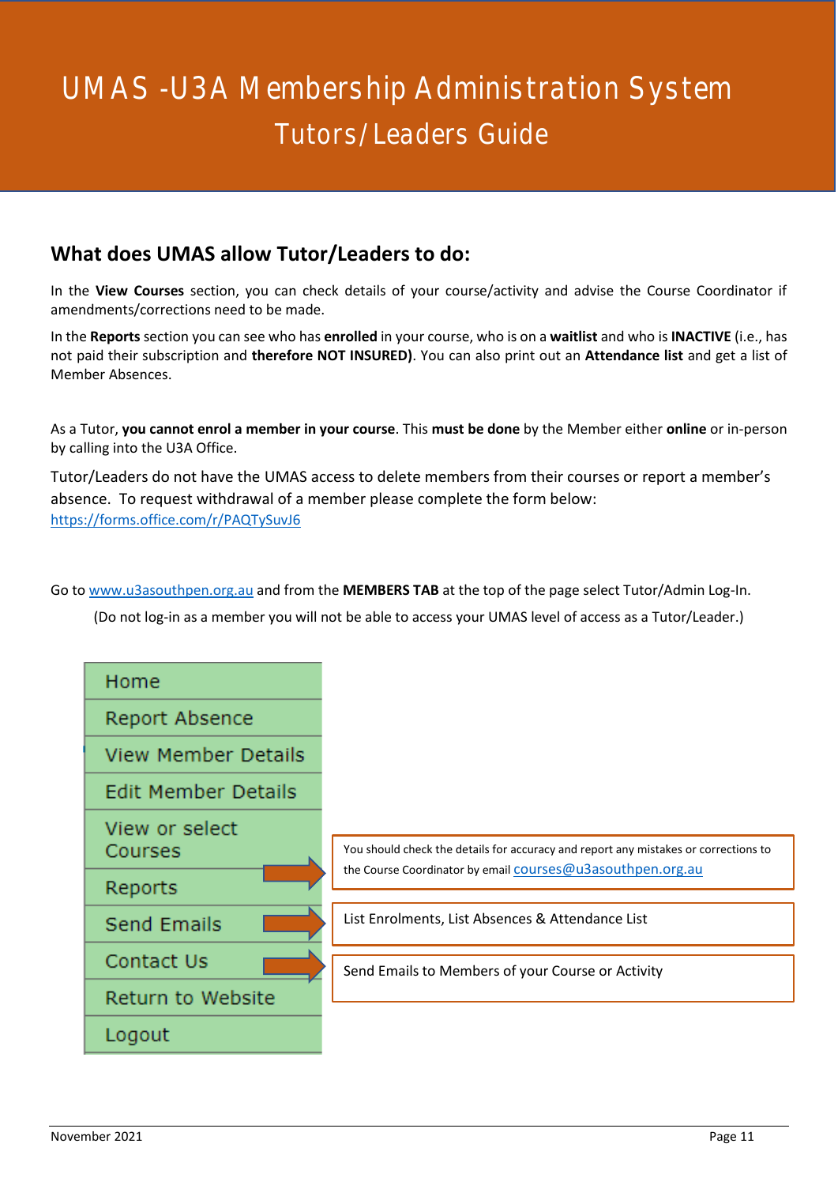# UMAS -U3A Membership Administration System

## Tutors/Leaders Guide

### What does UMAS allow Tutor/Leaders to do:

In the **View Courses** section, you can check details of your course/activity and advise the Course Coordinator if amendments/corrections need to be made.

In the **Reports** section you can see who has **enrolled** in your course, who is on a **waitlist** and who is **INACTIVE** (i.e., has not paid their subscription and **therefore NOT INSURED)**. You can also print out an **Attendance list** and get a list of Member Absences.

As a Tutor, **you cannot enrol a member in your course**. This **must be done** by the Member either **online** or in-person by calling into the U3A Office.

Tutor/Leaders do not have the UMAS access to delete members from their courses or report a member's absence. To request withdrawal of a member please complete the form below: https://forms.office.com/r/PAQTySuvJ6

Go to www.u3asouthpen.org.au and from the **MEMBERS TAB** at the top of the page select Tutor/Admin Log-In.

(Do not log-in as a member you will not be able to access your UMAS level of access as a Tutor/Leader.)

- Home
- Report Absence
- View Member Details
- Edit Member Details
- View or select Courses → You should check the details for accuracy and report any mistakes or corrections to the Course Coordinator by email courses@u3asouthpen.org.au
- Reports → List Enrolments, List Absences & Attendance List
- Send Emails → Send Emails to Members of your Course or Activity
- Contact Us
- Return to Website
- Logout

November 2021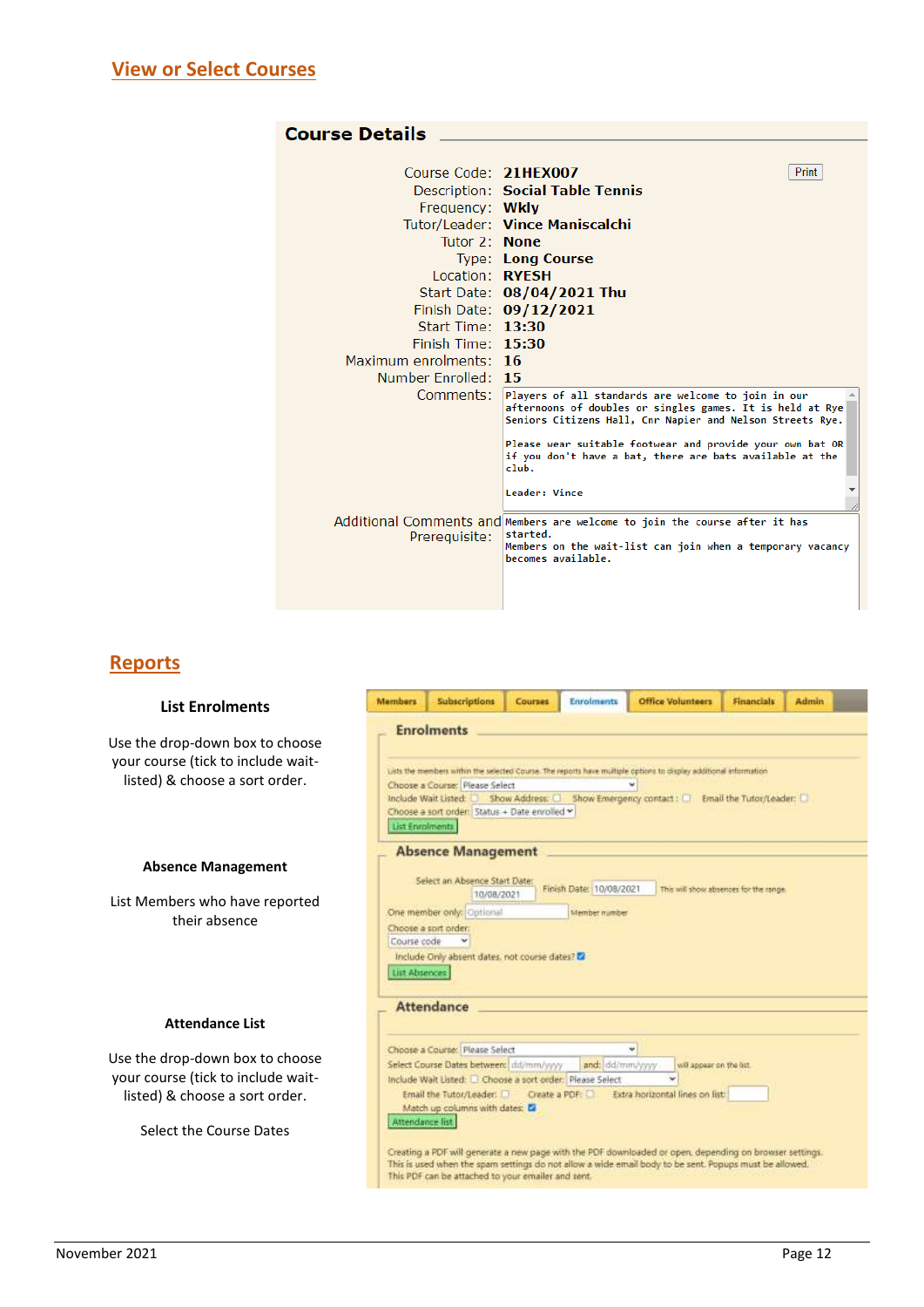## View or Select Courses

### Course Details

| | |
|---|---|
| Course Code: | 21HEX007 |
| Description: | Social Table Tennis |
| Frequency: | Wkly |
| Tutor/Leader: | Vince Maniscalchi |
| Tutor 2: | None |
| Type: | Long Course |
| Location: | RYESH |
| Start Date: | 08/04/2021 Thu |
| Finish Date: | 09/12/2021 |
| Start Time: | 13:30 |
| Finish Time: | 15:30 |
| Maximum enrolments: | 16 |
| Number Enrolled: | 15 |
| Comments: | Players of all standards are welcome to join in our afternoons of doubles or singles games. It is held at Rye Seniors Citizens Hall, Cnr Napier and Nelson Streets Rye. Please wear suitable footwear and provide your own bat OR if you don't have a bat, there are bats available at the club. Leader: Vince |
| Additional Comments and Prerequisite: | Members are welcome to join the course after it has started. Members on the wait-list can join when a temporary vacancy becomes available. |

Print

## Reports

### List Enrolments

Use the drop-down box to choose your course (tick to include wait-listed) & choose a sort order.

### Absence Management

List Members who have reported their absence

### Attendance List

Use the drop-down box to choose your course (tick to include wait-listed) & choose a sort order.

Select the Course Dates

Members | Subscriptions | Courses | Enrolments | Office Volunteers | Financials | Admin

**Enrolments**

Lists the members within the selected Course. The reports have multiple options to display additional information

Choose a Course: Please Select

Include Wait Listed: ☐ Show Address: ☐ Show Emergency contact: ☐ Email the Tutor/Leader: ☐

Choose a sort order: Status + Date enrolled

List Enrolments

**Absence Management**

Select an Absence Start Date: 10/08/2021 Finish Date: 10/08/2021 This will show absences for the range.

One member only: Optional Member number

Choose a sort order: Course code

Include Only absent dates, not course dates? ☑

List Absences

**Attendance**

Choose a Course: Please Select

Select Course Dates between: dd/mm/yyyy and: dd/mm/yyyy will appear on the list.

Include Wait Listed: ☐ Choose a sort order: Please Select

Email the Tutor/Leader: ☐ Create a PDF: ☐ Extra horizontal lines on list:

Match up columns with dates: ☑

Attendance list

Creating a PDF will generate a new page with the PDF downloaded or open, depending on browser settings. This is used when the spam settings do not allow a wide email body to be sent. Popups must be allowed. This PDF can be attached to your emailer and sent.

November 2021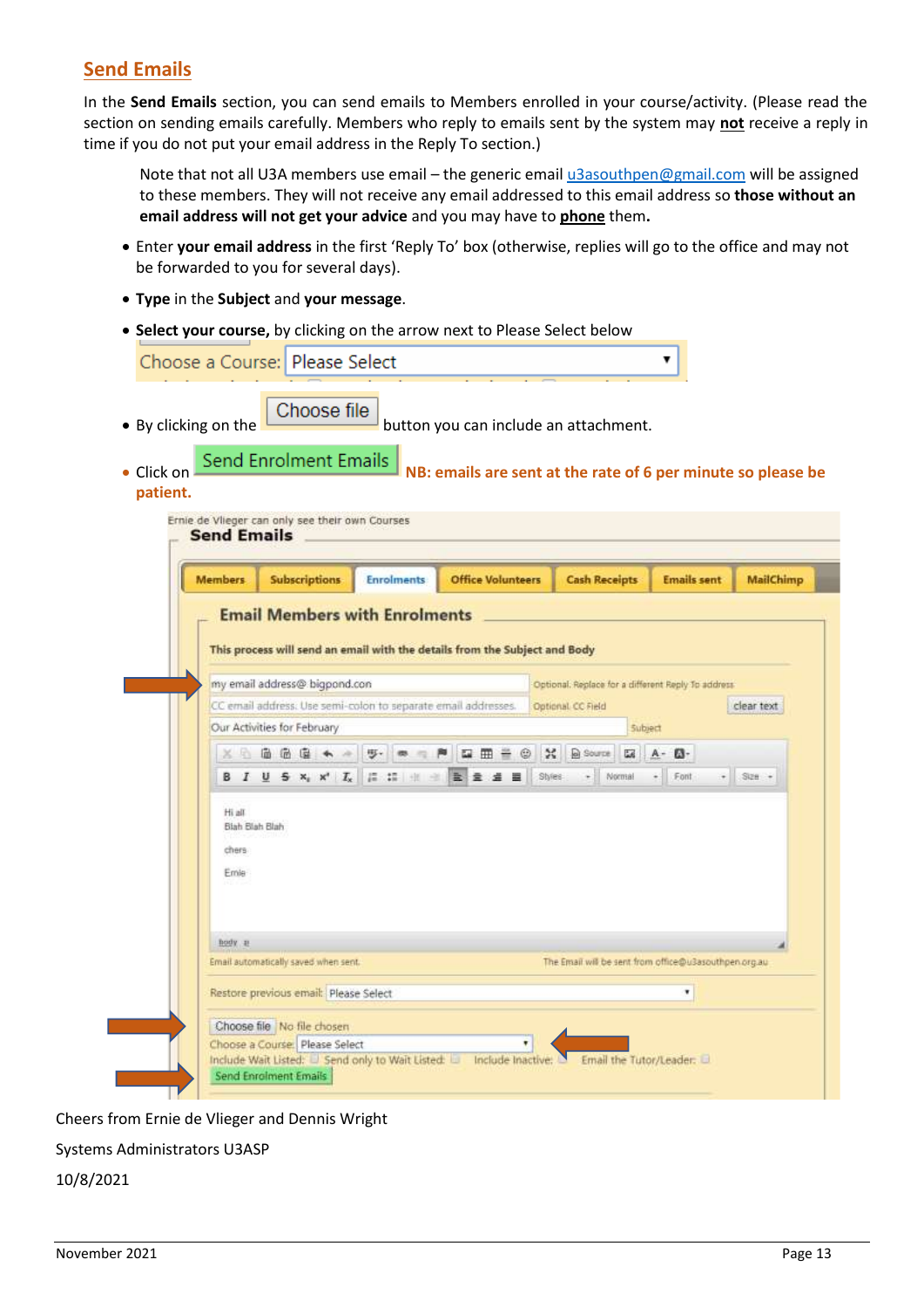## Send Emails

In the **Send Emails** section, you can send emails to Members enrolled in your course/activity. (Please read the section on sending emails carefully. Members who reply to emails sent by the system may **not** receive a reply in time if you do not put your email address in the Reply To section.)

> Note that not all U3A members use email – the generic email u3asouthpen@gmail.com will be assigned to these members. They will not receive any email addressed to this email address so **those without an email address will not get your advice** and you may have to **phone** them.

- Enter **your email address** in the first 'Reply To' box (otherwise, replies will go to the office and may not be forwarded to you for several days).
- **Type** in the **Subject** and **your message**.
- **Select your course,** by clicking on the arrow next to Please Select below

  Choose a Course: Please Select

- By clicking on the Choose file button you can include an attachment.
- Click on Send Enrolment Emails **NB: emails are sent at the rate of 6 per minute so please be patient.**

Ernie de Vlieger can only see their own Courses

**Send Emails**

Members | Subscriptions | Enrolments | Office Volunteers | Cash Receipts | Emails sent | MailChimp

**Email Members with Enrolments**

**This process will send an email with the details from the Subject and Body**

my email address@ bigpond.con — Optional. Replace for a different Reply To address

CC email address. Use semi-colon to separate email addresses. — Optional. CC Field — clear text

Our Activities for February — Subject

Hi all
Blah Blah Blah
chers
Ernie

Email automatically saved when sent. — The Email will be sent from office@u3asouthpen.org.au

Restore previous email: Please Select

Choose file No file chosen

Choose a Course: Please Select

Include Wait Listed: Send only to Wait Listed: Include Inactive: Email the Tutor/Leader:

Send Enrolment Emails

Cheers from Ernie de Vlieger and Dennis Wright

Systems Administrators U3ASP

10/8/2021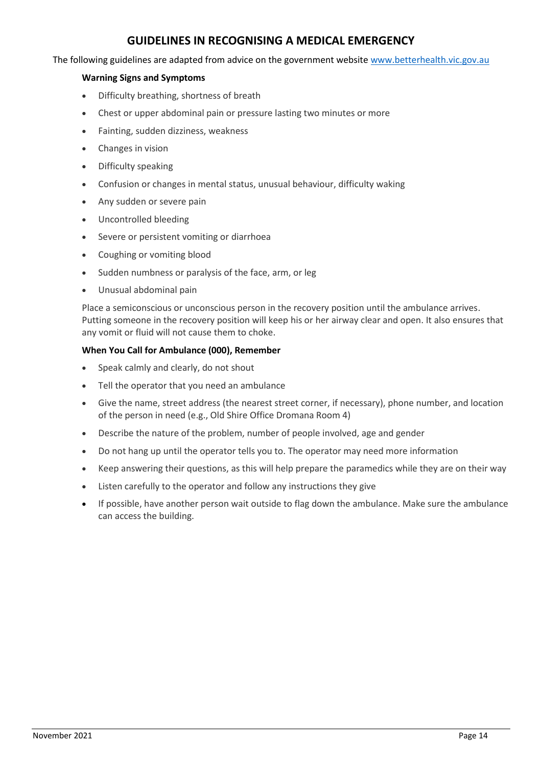# GUIDELINES IN RECOGNISING A MEDICAL EMERGENCY

The following guidelines are adapted from advice on the government website [www.betterhealth.vic.gov.au](http://www.betterhealth.vic.gov.au)

**Warning Signs and Symptoms**

- Difficulty breathing, shortness of breath
- Chest or upper abdominal pain or pressure lasting two minutes or more
- Fainting, sudden dizziness, weakness
- Changes in vision
- Difficulty speaking
- Confusion or changes in mental status, unusual behaviour, difficulty waking
- Any sudden or severe pain
- Uncontrolled bleeding
- Severe or persistent vomiting or diarrhoea
- Coughing or vomiting blood
- Sudden numbness or paralysis of the face, arm, or leg
- Unusual abdominal pain

Place a semiconscious or unconscious person in the recovery position until the ambulance arrives. Putting someone in the recovery position will keep his or her airway clear and open. It also ensures that any vomit or fluid will not cause them to choke.

**When You Call for Ambulance (000), Remember**

- Speak calmly and clearly, do not shout
- Tell the operator that you need an ambulance
- Give the name, street address (the nearest street corner, if necessary), phone number, and location of the person in need (e.g., Old Shire Office Dromana Room 4)
- Describe the nature of the problem, number of people involved, age and gender
- Do not hang up until the operator tells you to. The operator may need more information
- Keep answering their questions, as this will help prepare the paramedics while they are on their way
- Listen carefully to the operator and follow any instructions they give
- If possible, have another person wait outside to flag down the ambulance. Make sure the ambulance can access the building.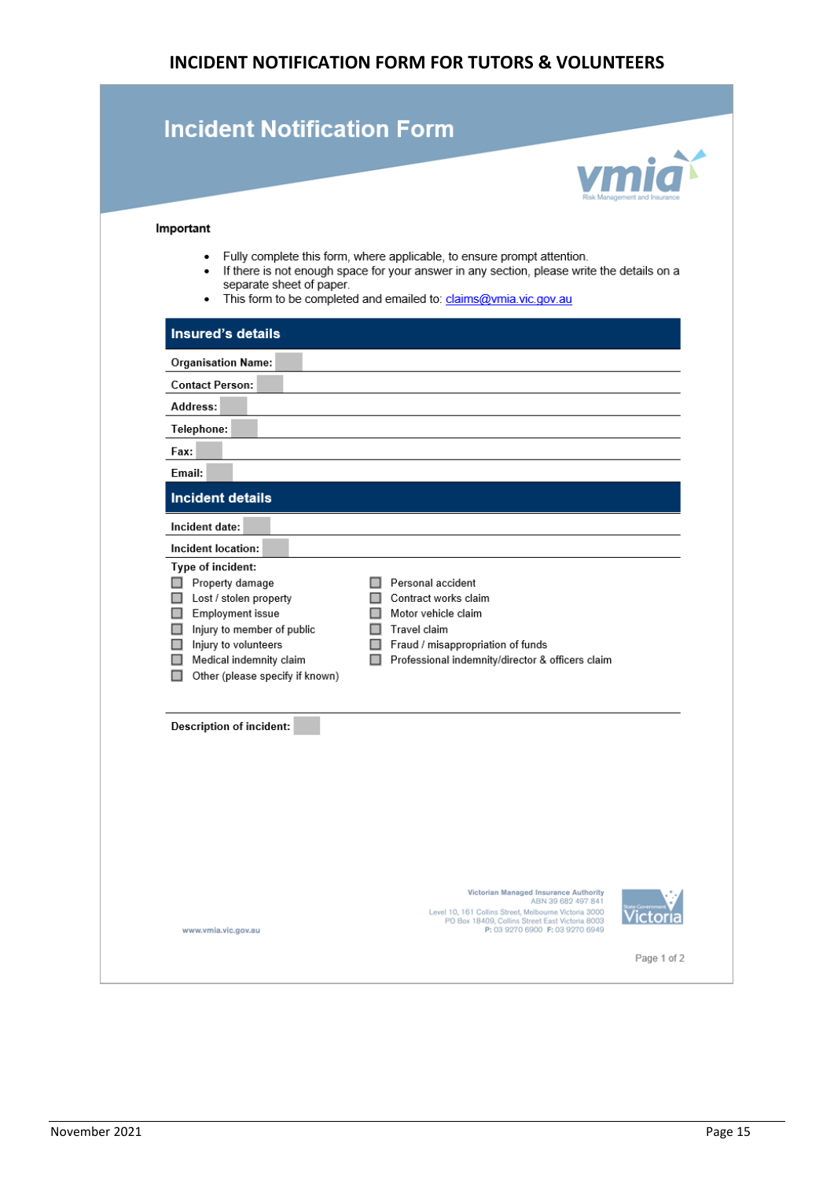# INCIDENT NOTIFICATION FORM FOR TUTORS & VOLUNTEERS

## Incident Notification Form

vmia
Risk Management and Insurance

**Important**

- Fully complete this form, where applicable, to ensure prompt attention.
- If there is not enough space for your answer in any section, please write the details on a separate sheet of paper.
- This form to be completed and emailed to: claims@vmia.vic.gov.au

### Insured's details

**Organisation Name:**

**Contact Person:**

**Address:**

**Telephone:**

**Fax:**

**Email:**

### Incident details

**Incident date:**

**Incident location:**

**Type of incident:**

- ☐ Property damage
- ☐ Lost / stolen property
- ☐ Employment issue
- ☐ Injury to member of public
- ☐ Injury to volunteers
- ☐ Medical indemnity claim
- ☐ Other (please specify if known)
- ☐ Personal accident
- ☐ Contract works claim
- ☐ Motor vehicle claim
- ☐ Travel claim
- ☐ Fraud / misappropriation of funds
- ☐ Professional indemnity/director & officers claim

**Description of incident:**

www.vmia.vic.gov.au

Victorian Managed Insurance Authority
ABN 39 682 497 841
Level 10, 161 Collins Street, Melbourne Victoria 3000
PO Box 18409, Collins Street East Victoria 8003
P: 03 9270 6900 F: 03 9270 6949

State Government Victoria

Page 1 of 2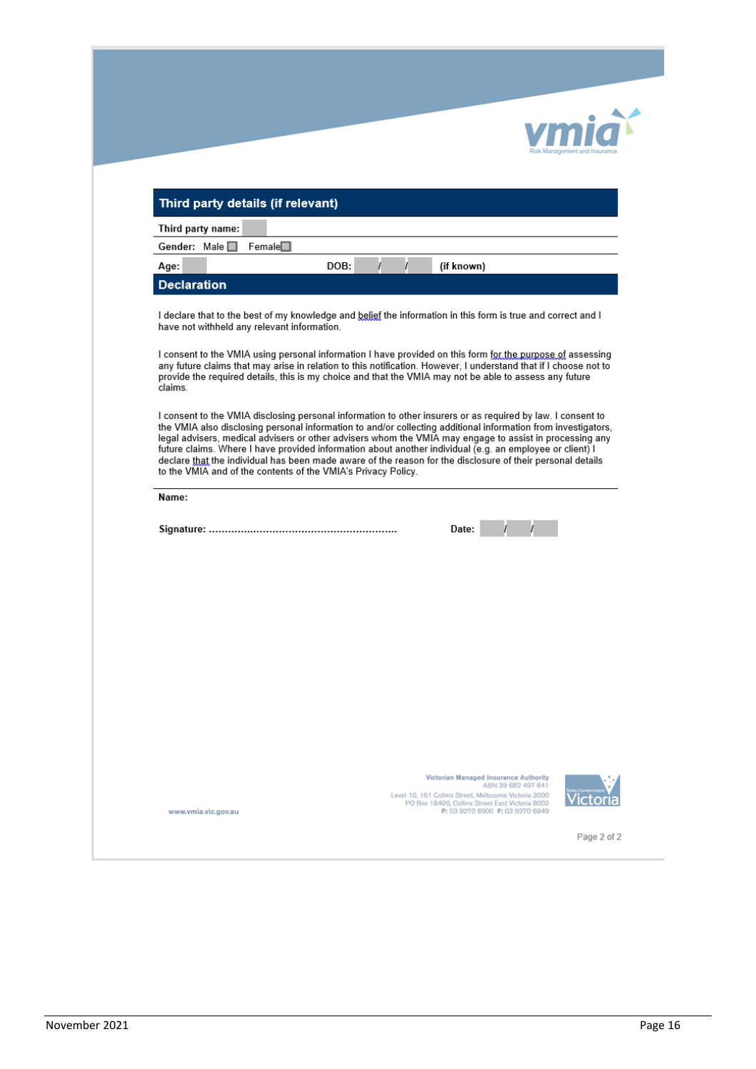## Third party details (if relevant)

**Third party name:**

**Gender:** Male ☐ Female ☐

**Age:** DOB: / / **(if known)**

## Declaration

I declare that to the best of my knowledge and belief the information in this form is true and correct and I have not withheld any relevant information.

I consent to the VMIA using personal information I have provided on this form for the purpose of assessing any future claims that may arise in relation to this notification. However, I understand that if I choose not to provide the required details, this is my choice and that the VMIA may not be able to assess any future claims.

I consent to the VMIA disclosing personal information to other insurers or as required by law. I consent to the VMIA also disclosing personal information to and/or collecting additional information from investigators, legal advisers, medical advisers or other advisers whom the VMIA may engage to assist in processing any future claims. Where I have provided information about another individual (e.g. an employee or client) I declare that the individual has been made aware of the reason for the disclosure of their personal details to the VMIA and of the contents of the VMIA's Privacy Policy.

**Name:**

**Signature:** ........................................................... **Date:** / /

Victorian Managed Insurance Authority
ABN 39 682 497 841
Level 10, 161 Collins Street, Melbourne Victoria 3000
PO Box 18409, Collins Street East Victoria 8003
P: 03 9270 6900 F: 03 9270 6949

www.vmia.vic.gov.au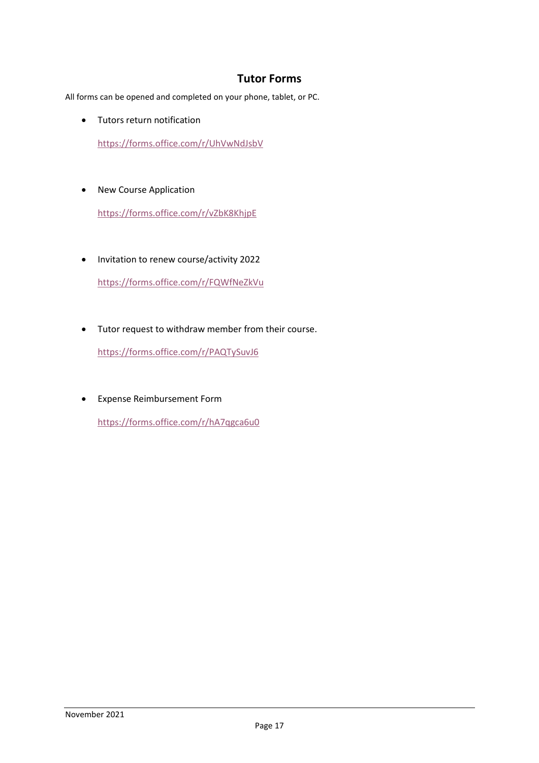## Tutor Forms

All forms can be opened and completed on your phone, tablet, or PC.

- Tutors return notification

  https://forms.office.com/r/UhVwNdJsbV

- New Course Application

  https://forms.office.com/r/vZbK8KhjpE

- Invitation to renew course/activity 2022

  https://forms.office.com/r/FQWfNeZkVu

- Tutor request to withdraw member from their course.

  https://forms.office.com/r/PAQTySuvJ6

- Expense Reimbursement Form

  https://forms.office.com/r/hA7qgca6u0